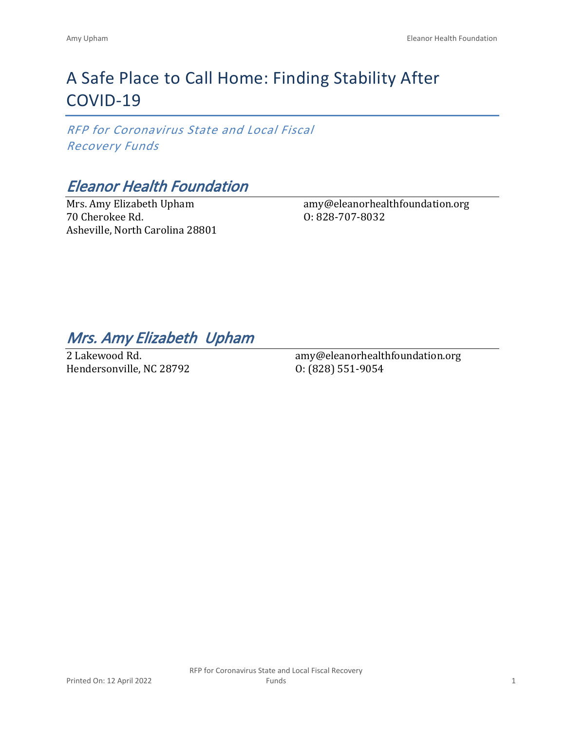# A Safe Place to Call Home: Finding Stability After COVID-19

*RFP for Coronavirus State and Local Fiscal Recovery Funds*

## *Eleanor Health Foundation*

Mrs. Amy Elizabeth Upham
70 Cherokee Rd.
Asheville, North Carolina 28801

amy@eleanorhealthfoundation.org
O: 828-707-8032

## *Mrs. Amy Elizabeth Upham*

2 Lakewood Rd.
Hendersonville, NC 28792

amy@eleanorhealthfoundation.org
O: (828) 551-9054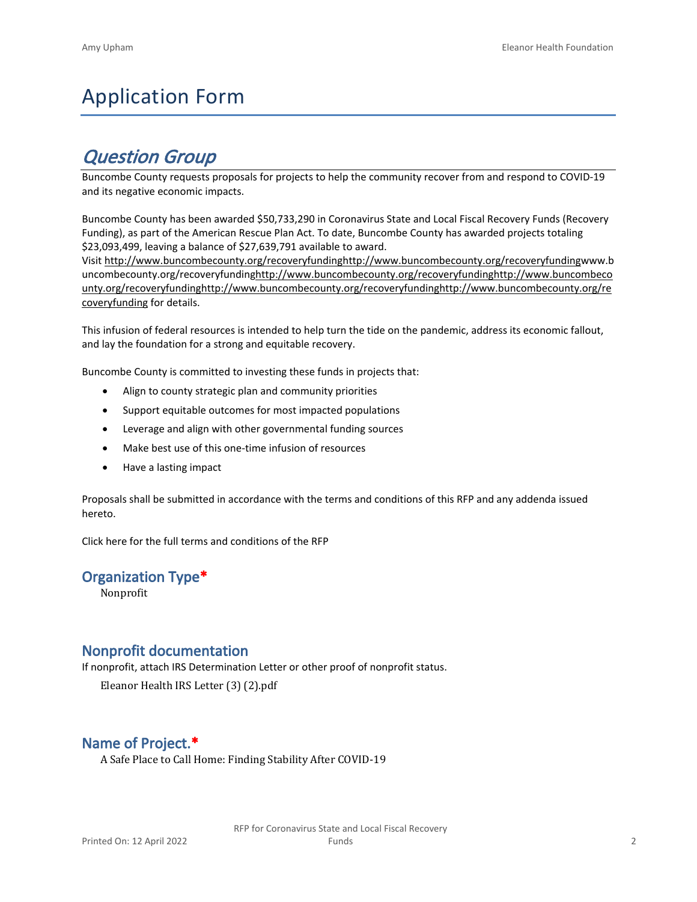# Application Form

## *Question Group*

Buncombe County requests proposals for projects to help the community recover from and respond to COVID-19 and its negative economic impacts.

Buncombe County has been awarded $50,733,290 in Coronavirus State and Local Fiscal Recovery Funds (Recovery Funding), as part of the American Rescue Plan Act. To date, Buncombe County has awarded projects totaling $23,093,499, leaving a balance of $27,639,791 available to award.
Visit http://www.buncombecounty.org/recoveryfundinghttp://www.buncombecounty.org/recoveryfundingwww.buncombecounty.org/recoveryfundinghttp://www.buncombecounty.org/recoveryfundinghttp://www.buncombecounty.org/recoveryfundinghttp://www.buncombecounty.org/recoveryfundinghttp://www.buncombecounty.org/recoveryfunding for details.

This infusion of federal resources is intended to help turn the tide on the pandemic, address its economic fallout, and lay the foundation for a strong and equitable recovery.

Buncombe County is committed to investing these funds in projects that:

- Align to county strategic plan and community priorities
- Support equitable outcomes for most impacted populations
- Leverage and align with other governmental funding sources
- Make best use of this one-time infusion of resources
- Have a lasting impact

Proposals shall be submitted in accordance with the terms and conditions of this RFP and any addenda issued hereto.

Click here for the full terms and conditions of the RFP

### Organization Type*

Nonprofit

### Nonprofit documentation

If nonprofit, attach IRS Determination Letter or other proof of nonprofit status.

Eleanor Health IRS Letter (3) (2).pdf

### Name of Project.*

A Safe Place to Call Home: Finding Stability After COVID-19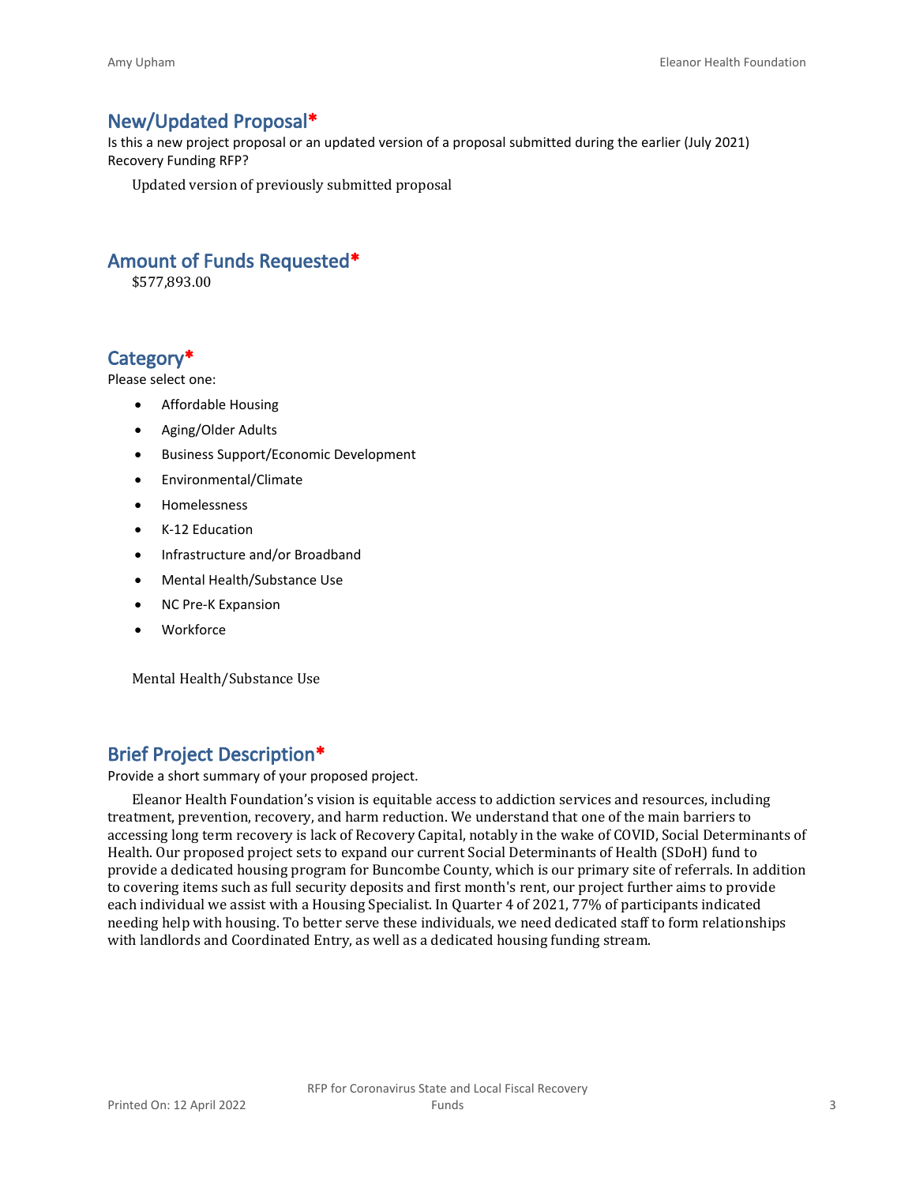## New/Updated Proposal*

Is this a new project proposal or an updated version of a proposal submitted during the earlier (July 2021) Recovery Funding RFP?

Updated version of previously submitted proposal

## Amount of Funds Requested*

$577,893.00

## Category*

Please select one:

- Affordable Housing
- Aging/Older Adults
- Business Support/Economic Development
- Environmental/Climate
- Homelessness
- K-12 Education
- Infrastructure and/or Broadband
- Mental Health/Substance Use
- NC Pre-K Expansion
- Workforce

Mental Health/Substance Use

## Brief Project Description*

Provide a short summary of your proposed project.

Eleanor Health Foundation's vision is equitable access to addiction services and resources, including treatment, prevention, recovery, and harm reduction. We understand that one of the main barriers to accessing long term recovery is lack of Recovery Capital, notably in the wake of COVID, Social Determinants of Health. Our proposed project sets to expand our current Social Determinants of Health (SDoH) fund to provide a dedicated housing program for Buncombe County, which is our primary site of referrals. In addition to covering items such as full security deposits and first month's rent, our project further aims to provide each individual we assist with a Housing Specialist. In Quarter 4 of 2021, 77% of participants indicated needing help with housing. To better serve these individuals, we need dedicated staff to form relationships with landlords and Coordinated Entry, as well as a dedicated housing funding stream.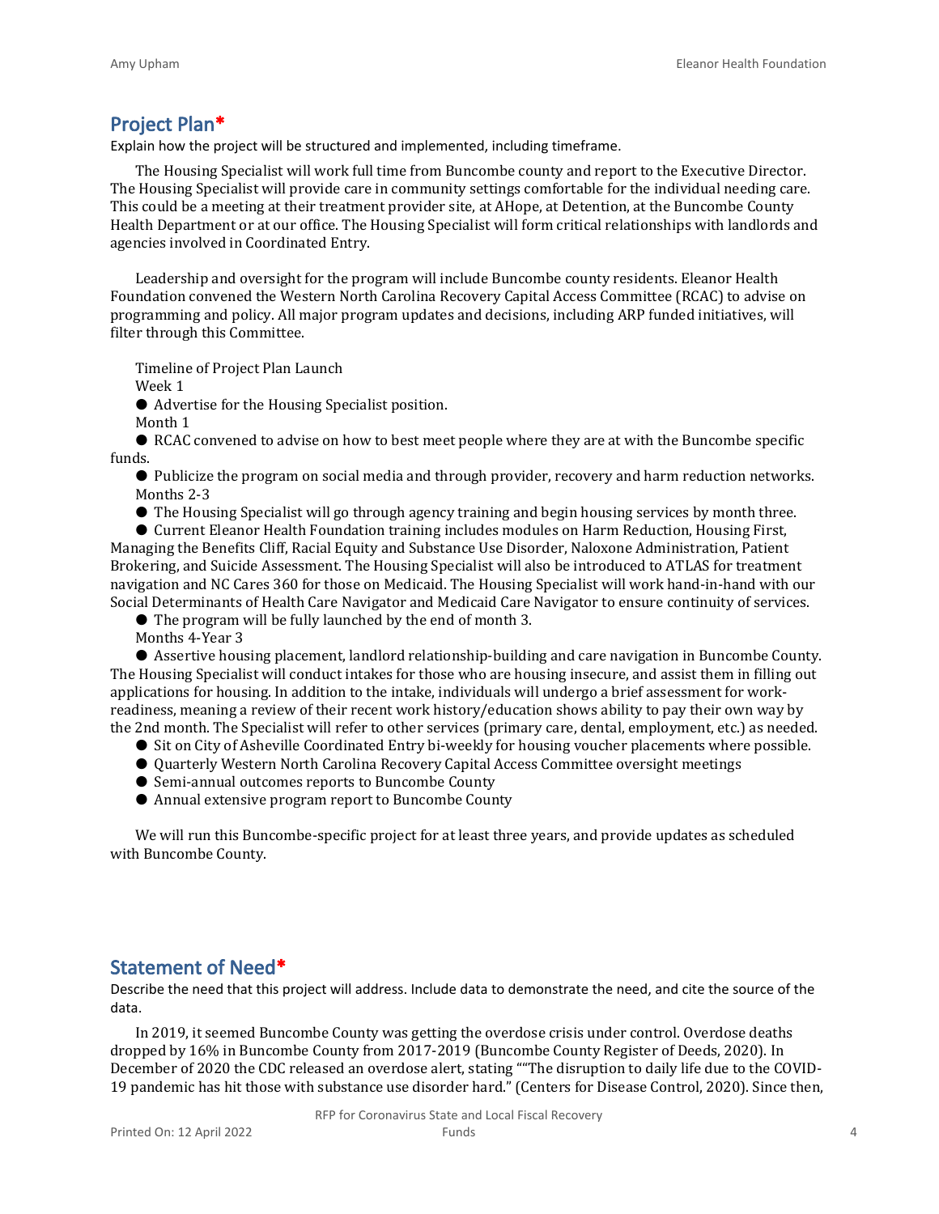## Project Plan*

Explain how the project will be structured and implemented, including timeframe.

The Housing Specialist will work full time from Buncombe county and report to the Executive Director. The Housing Specialist will provide care in community settings comfortable for the individual needing care. This could be a meeting at their treatment provider site, at AHope, at Detention, at the Buncombe County Health Department or at our office. The Housing Specialist will form critical relationships with landlords and agencies involved in Coordinated Entry.

Leadership and oversight for the program will include Buncombe county residents. Eleanor Health Foundation convened the Western North Carolina Recovery Capital Access Committee (RCAC) to advise on programming and policy. All major program updates and decisions, including ARP funded initiatives, will filter through this Committee.

Timeline of Project Plan Launch

Week 1

- Advertise for the Housing Specialist position.

Month 1

- RCAC convened to advise on how to best meet people where they are at with the Buncombe specific funds.
- Publicize the program on social media and through provider, recovery and harm reduction networks.

Months 2-3

- The Housing Specialist will go through agency training and begin housing services by month three.
- Current Eleanor Health Foundation training includes modules on Harm Reduction, Housing First, Managing the Benefits Cliff, Racial Equity and Substance Use Disorder, Naloxone Administration, Patient Brokering, and Suicide Assessment. The Housing Specialist will also be introduced to ATLAS for treatment navigation and NC Cares 360 for those on Medicaid. The Housing Specialist will work hand-in-hand with our Social Determinants of Health Care Navigator and Medicaid Care Navigator to ensure continuity of services.
- The program will be fully launched by the end of month 3.

Months 4-Year 3

- Assertive housing placement, landlord relationship-building and care navigation in Buncombe County. The Housing Specialist will conduct intakes for those who are housing insecure, and assist them in filling out applications for housing. In addition to the intake, individuals will undergo a brief assessment for work-readiness, meaning a review of their recent work history/education shows ability to pay their own way by the 2nd month. The Specialist will refer to other services (primary care, dental, employment, etc.) as needed.
- Sit on City of Asheville Coordinated Entry bi-weekly for housing voucher placements where possible.
- Quarterly Western North Carolina Recovery Capital Access Committee oversight meetings
- Semi-annual outcomes reports to Buncombe County
- Annual extensive program report to Buncombe County

We will run this Buncombe-specific project for at least three years, and provide updates as scheduled with Buncombe County.

## Statement of Need*

Describe the need that this project will address. Include data to demonstrate the need, and cite the source of the data.

In 2019, it seemed Buncombe County was getting the overdose crisis under control. Overdose deaths dropped by 16% in Buncombe County from 2017-2019 (Buncombe County Register of Deeds, 2020). In December of 2020 the CDC released an overdose alert, stating ""The disruption to daily life due to the COVID-19 pandemic has hit those with substance use disorder hard." (Centers for Disease Control, 2020). Since then,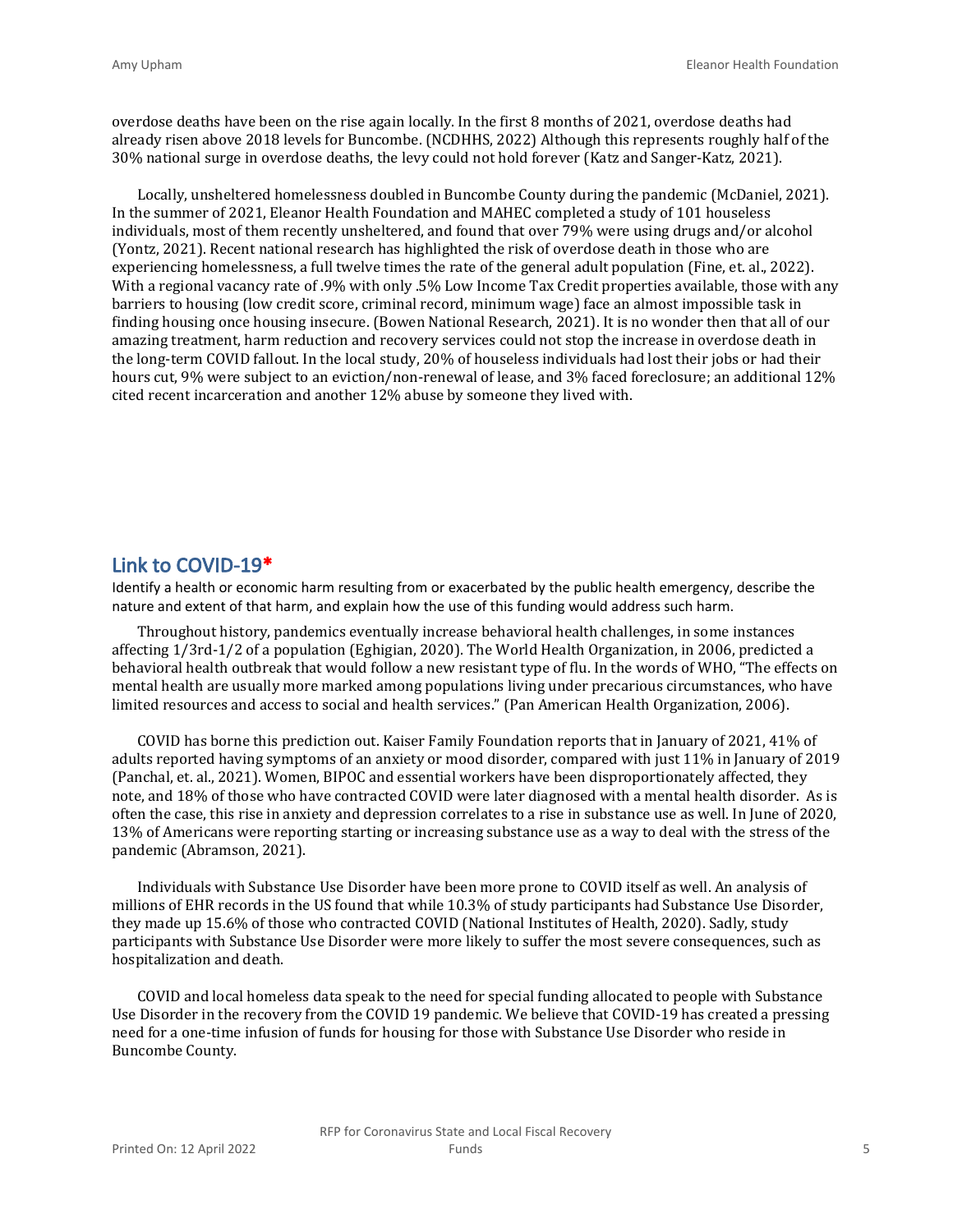overdose deaths have been on the rise again locally. In the first 8 months of 2021, overdose deaths had already risen above 2018 levels for Buncombe. (NCDHHS, 2022) Although this represents roughly half of the 30% national surge in overdose deaths, the levy could not hold forever (Katz and Sanger-Katz, 2021).

Locally, unsheltered homelessness doubled in Buncombe County during the pandemic (McDaniel, 2021). In the summer of 2021, Eleanor Health Foundation and MAHEC completed a study of 101 houseless individuals, most of them recently unsheltered, and found that over 79% were using drugs and/or alcohol (Yontz, 2021). Recent national research has highlighted the risk of overdose death in those who are experiencing homelessness, a full twelve times the rate of the general adult population (Fine, et. al., 2022). With a regional vacancy rate of .9% with only .5% Low Income Tax Credit properties available, those with any barriers to housing (low credit score, criminal record, minimum wage) face an almost impossible task in finding housing once housing insecure. (Bowen National Research, 2021). It is no wonder then that all of our amazing treatment, harm reduction and recovery services could not stop the increase in overdose death in the long-term COVID fallout. In the local study, 20% of houseless individuals had lost their jobs or had their hours cut, 9% were subject to an eviction/non-renewal of lease, and 3% faced foreclosure; an additional 12% cited recent incarceration and another 12% abuse by someone they lived with.

## Link to COVID-19*

Identify a health or economic harm resulting from or exacerbated by the public health emergency, describe the nature and extent of that harm, and explain how the use of this funding would address such harm.

Throughout history, pandemics eventually increase behavioral health challenges, in some instances affecting 1/3rd-1/2 of a population (Eghigian, 2020). The World Health Organization, in 2006, predicted a behavioral health outbreak that would follow a new resistant type of flu. In the words of WHO, "The effects on mental health are usually more marked among populations living under precarious circumstances, who have limited resources and access to social and health services." (Pan American Health Organization, 2006).

COVID has borne this prediction out. Kaiser Family Foundation reports that in January of 2021, 41% of adults reported having symptoms of an anxiety or mood disorder, compared with just 11% in January of 2019 (Panchal, et. al., 2021). Women, BIPOC and essential workers have been disproportionately affected, they note, and 18% of those who have contracted COVID were later diagnosed with a mental health disorder. As is often the case, this rise in anxiety and depression correlates to a rise in substance use as well. In June of 2020, 13% of Americans were reporting starting or increasing substance use as a way to deal with the stress of the pandemic (Abramson, 2021).

Individuals with Substance Use Disorder have been more prone to COVID itself as well. An analysis of millions of EHR records in the US found that while 10.3% of study participants had Substance Use Disorder, they made up 15.6% of those who contracted COVID (National Institutes of Health, 2020). Sadly, study participants with Substance Use Disorder were more likely to suffer the most severe consequences, such as hospitalization and death.

COVID and local homeless data speak to the need for special funding allocated to people with Substance Use Disorder in the recovery from the COVID 19 pandemic. We believe that COVID-19 has created a pressing need for a one-time infusion of funds for housing for those with Substance Use Disorder who reside in Buncombe County.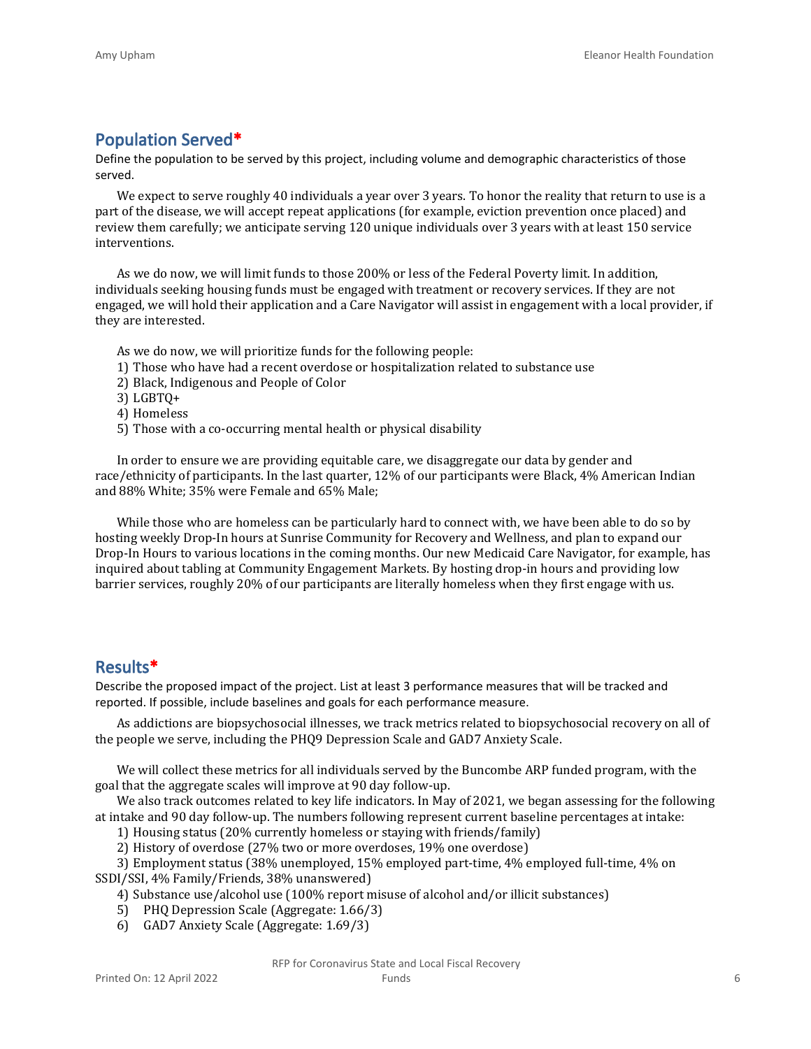## Population Served*

Define the population to be served by this project, including volume and demographic characteristics of those served.

We expect to serve roughly 40 individuals a year over 3 years. To honor the reality that return to use is a part of the disease, we will accept repeat applications (for example, eviction prevention once placed) and review them carefully; we anticipate serving 120 unique individuals over 3 years with at least 150 service interventions.

As we do now, we will limit funds to those 200% or less of the Federal Poverty limit. In addition, individuals seeking housing funds must be engaged with treatment or recovery services. If they are not engaged, we will hold their application and a Care Navigator will assist in engagement with a local provider, if they are interested.

As we do now, we will prioritize funds for the following people:

1) Those who have had a recent overdose or hospitalization related to substance use
2) Black, Indigenous and People of Color
3) LGBTQ+
4) Homeless
5) Those with a co-occurring mental health or physical disability

In order to ensure we are providing equitable care, we disaggregate our data by gender and race/ethnicity of participants. In the last quarter, 12% of our participants were Black, 4% American Indian and 88% White; 35% were Female and 65% Male;

While those who are homeless can be particularly hard to connect with, we have been able to do so by hosting weekly Drop-In hours at Sunrise Community for Recovery and Wellness, and plan to expand our Drop-In Hours to various locations in the coming months. Our new Medicaid Care Navigator, for example, has inquired about tabling at Community Engagement Markets. By hosting drop-in hours and providing low barrier services, roughly 20% of our participants are literally homeless when they first engage with us.

## Results*

Describe the proposed impact of the project. List at least 3 performance measures that will be tracked and reported. If possible, include baselines and goals for each performance measure.

As addictions are biopsychosocial illnesses, we track metrics related to biopsychosocial recovery on all of the people we serve, including the PHQ9 Depression Scale and GAD7 Anxiety Scale.

We will collect these metrics for all individuals served by the Buncombe ARP funded program, with the goal that the aggregate scales will improve at 90 day follow-up.

We also track outcomes related to key life indicators. In May of 2021, we began assessing for the following at intake and 90 day follow-up. The numbers following represent current baseline percentages at intake:

1) Housing status (20% currently homeless or staying with friends/family)
2) History of overdose (27% two or more overdoses, 19% one overdose)
3) Employment status (38% unemployed, 15% employed part-time, 4% employed full-time, 4% on SSDI/SSI, 4% Family/Friends, 38% unanswered)
4) Substance use/alcohol use (100% report misuse of alcohol and/or illicit substances)
5) PHQ Depression Scale (Aggregate: 1.66/3)
6) GAD7 Anxiety Scale (Aggregate: 1.69/3)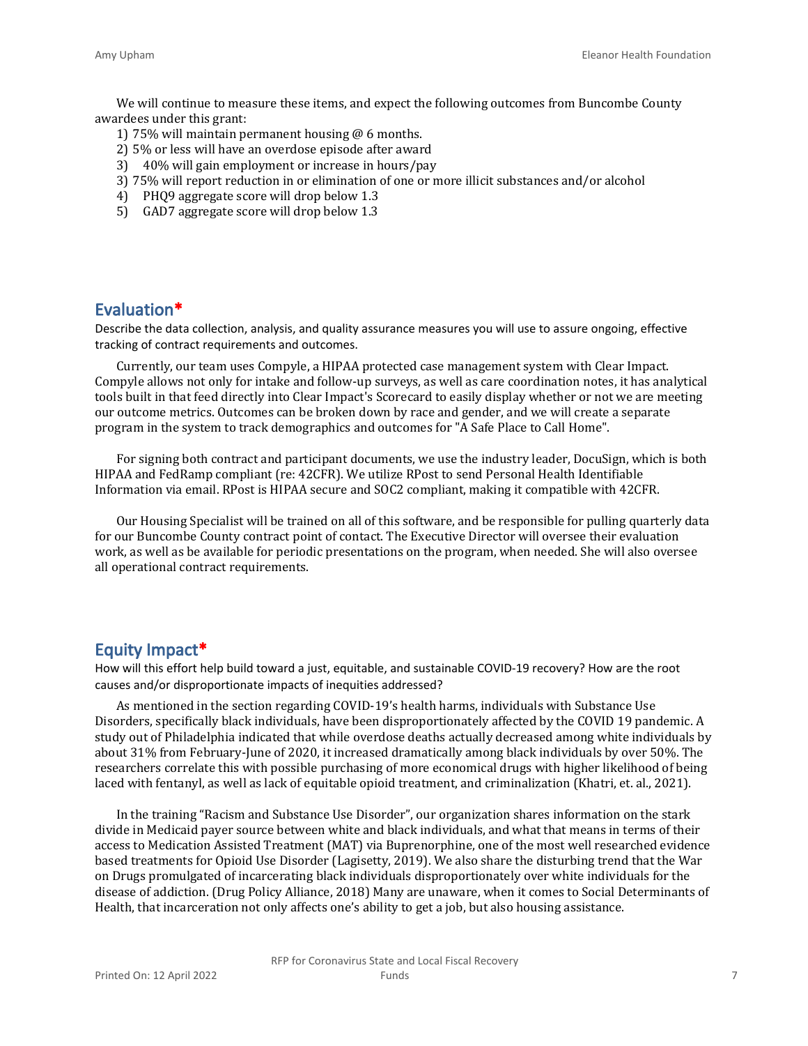We will continue to measure these items, and expect the following outcomes from Buncombe County awardees under this grant:

1) 75% will maintain permanent housing @ 6 months.
2) 5% or less will have an overdose episode after award
3) 40% will gain employment or increase in hours/pay
3) 75% will report reduction in or elimination of one or more illicit substances and/or alcohol
4) PHQ9 aggregate score will drop below 1.3
5) GAD7 aggregate score will drop below 1.3

## Evaluation*

Describe the data collection, analysis, and quality assurance measures you will use to assure ongoing, effective tracking of contract requirements and outcomes.

Currently, our team uses Compyle, a HIPAA protected case management system with Clear Impact. Compyle allows not only for intake and follow-up surveys, as well as care coordination notes, it has analytical tools built in that feed directly into Clear Impact's Scorecard to easily display whether or not we are meeting our outcome metrics. Outcomes can be broken down by race and gender, and we will create a separate program in the system to track demographics and outcomes for "A Safe Place to Call Home".

For signing both contract and participant documents, we use the industry leader, DocuSign, which is both HIPAA and FedRamp compliant (re: 42CFR). We utilize RPost to send Personal Health Identifiable Information via email. RPost is HIPAA secure and SOC2 compliant, making it compatible with 42CFR.

Our Housing Specialist will be trained on all of this software, and be responsible for pulling quarterly data for our Buncombe County contract point of contact. The Executive Director will oversee their evaluation work, as well as be available for periodic presentations on the program, when needed. She will also oversee all operational contract requirements.

## Equity Impact*

How will this effort help build toward a just, equitable, and sustainable COVID-19 recovery? How are the root causes and/or disproportionate impacts of inequities addressed?

As mentioned in the section regarding COVID-19's health harms, individuals with Substance Use Disorders, specifically black individuals, have been disproportionately affected by the COVID 19 pandemic. A study out of Philadelphia indicated that while overdose deaths actually decreased among white individuals by about 31% from February-June of 2020, it increased dramatically among black individuals by over 50%. The researchers correlate this with possible purchasing of more economical drugs with higher likelihood of being laced with fentanyl, as well as lack of equitable opioid treatment, and criminalization (Khatri, et. al., 2021).

In the training "Racism and Substance Use Disorder", our organization shares information on the stark divide in Medicaid payer source between white and black individuals, and what that means in terms of their access to Medication Assisted Treatment (MAT) via Buprenorphine, one of the most well researched evidence based treatments for Opioid Use Disorder (Lagisetty, 2019). We also share the disturbing trend that the War on Drugs promulgated of incarcerating black individuals disproportionately over white individuals for the disease of addiction. (Drug Policy Alliance, 2018) Many are unaware, when it comes to Social Determinants of Health, that incarceration not only affects one's ability to get a job, but also housing assistance.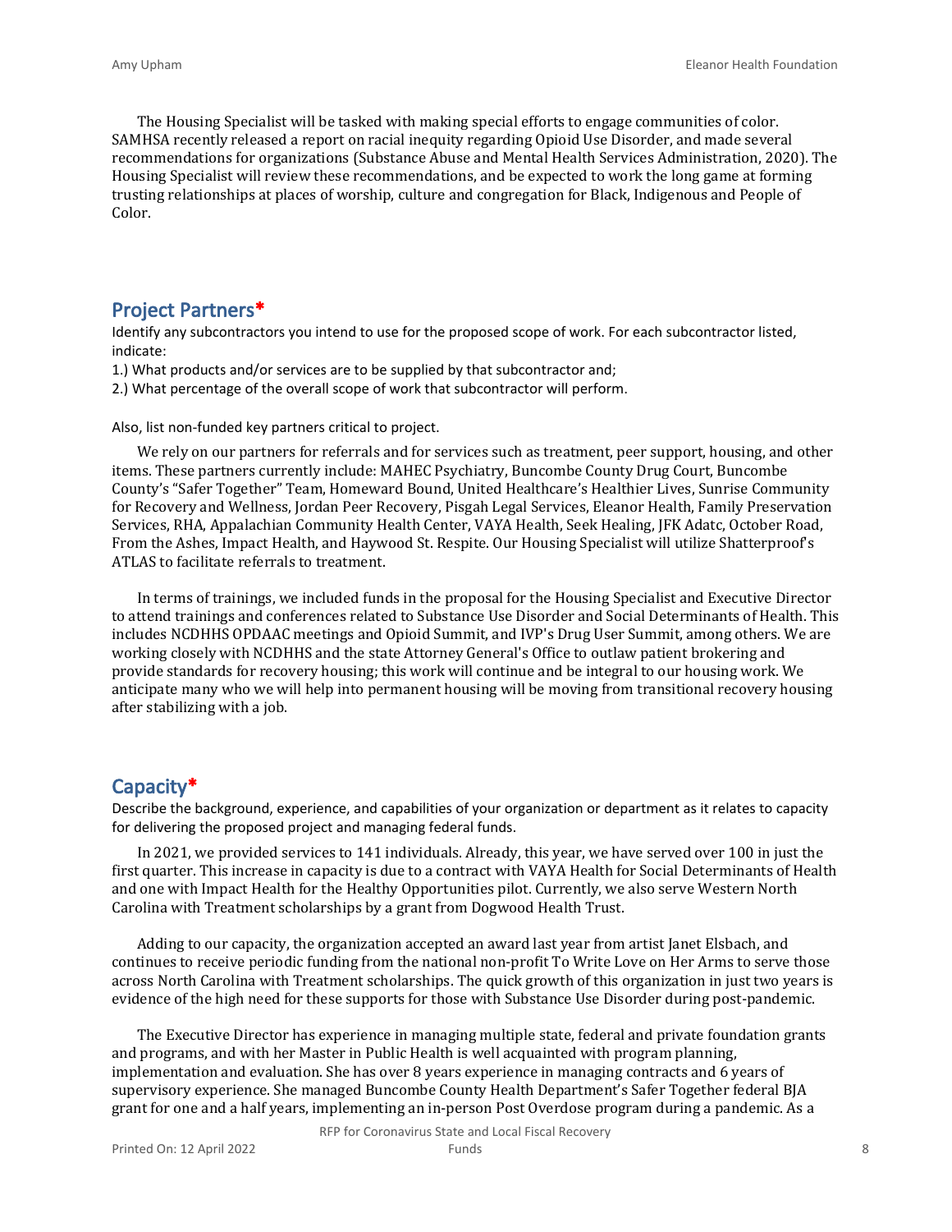The Housing Specialist will be tasked with making special efforts to engage communities of color. SAMHSA recently released a report on racial inequity regarding Opioid Use Disorder, and made several recommendations for organizations (Substance Abuse and Mental Health Services Administration, 2020). The Housing Specialist will review these recommendations, and be expected to work the long game at forming trusting relationships at places of worship, culture and congregation for Black, Indigenous and People of Color.

## Project Partners*

Identify any subcontractors you intend to use for the proposed scope of work. For each subcontractor listed, indicate:

1.) What products and/or services are to be supplied by that subcontractor and;

2.) What percentage of the overall scope of work that subcontractor will perform.

Also, list non-funded key partners critical to project.

We rely on our partners for referrals and for services such as treatment, peer support, housing, and other items. These partners currently include: MAHEC Psychiatry, Buncombe County Drug Court, Buncombe County's "Safer Together" Team, Homeward Bound, United Healthcare's Healthier Lives, Sunrise Community for Recovery and Wellness, Jordan Peer Recovery, Pisgah Legal Services, Eleanor Health, Family Preservation Services, RHA, Appalachian Community Health Center, VAYA Health, Seek Healing, JFK Adatc, October Road, From the Ashes, Impact Health, and Haywood St. Respite. Our Housing Specialist will utilize Shatterproof's ATLAS to facilitate referrals to treatment.

In terms of trainings, we included funds in the proposal for the Housing Specialist and Executive Director to attend trainings and conferences related to Substance Use Disorder and Social Determinants of Health. This includes NCDHHS OPDAAC meetings and Opioid Summit, and IVP's Drug User Summit, among others. We are working closely with NCDHHS and the state Attorney General's Office to outlaw patient brokering and provide standards for recovery housing; this work will continue and be integral to our housing work. We anticipate many who we will help into permanent housing will be moving from transitional recovery housing after stabilizing with a job.

## Capacity*

Describe the background, experience, and capabilities of your organization or department as it relates to capacity for delivering the proposed project and managing federal funds.

In 2021, we provided services to 141 individuals. Already, this year, we have served over 100 in just the first quarter. This increase in capacity is due to a contract with VAYA Health for Social Determinants of Health and one with Impact Health for the Healthy Opportunities pilot. Currently, we also serve Western North Carolina with Treatment scholarships by a grant from Dogwood Health Trust.

Adding to our capacity, the organization accepted an award last year from artist Janet Elsbach, and continues to receive periodic funding from the national non-profit To Write Love on Her Arms to serve those across North Carolina with Treatment scholarships. The quick growth of this organization in just two years is evidence of the high need for these supports for those with Substance Use Disorder during post-pandemic.

The Executive Director has experience in managing multiple state, federal and private foundation grants and programs, and with her Master in Public Health is well acquainted with program planning, implementation and evaluation. She has over 8 years experience in managing contracts and 6 years of supervisory experience. She managed Buncombe County Health Department's Safer Together federal BJA grant for one and a half years, implementing an in-person Post Overdose program during a pandemic. As a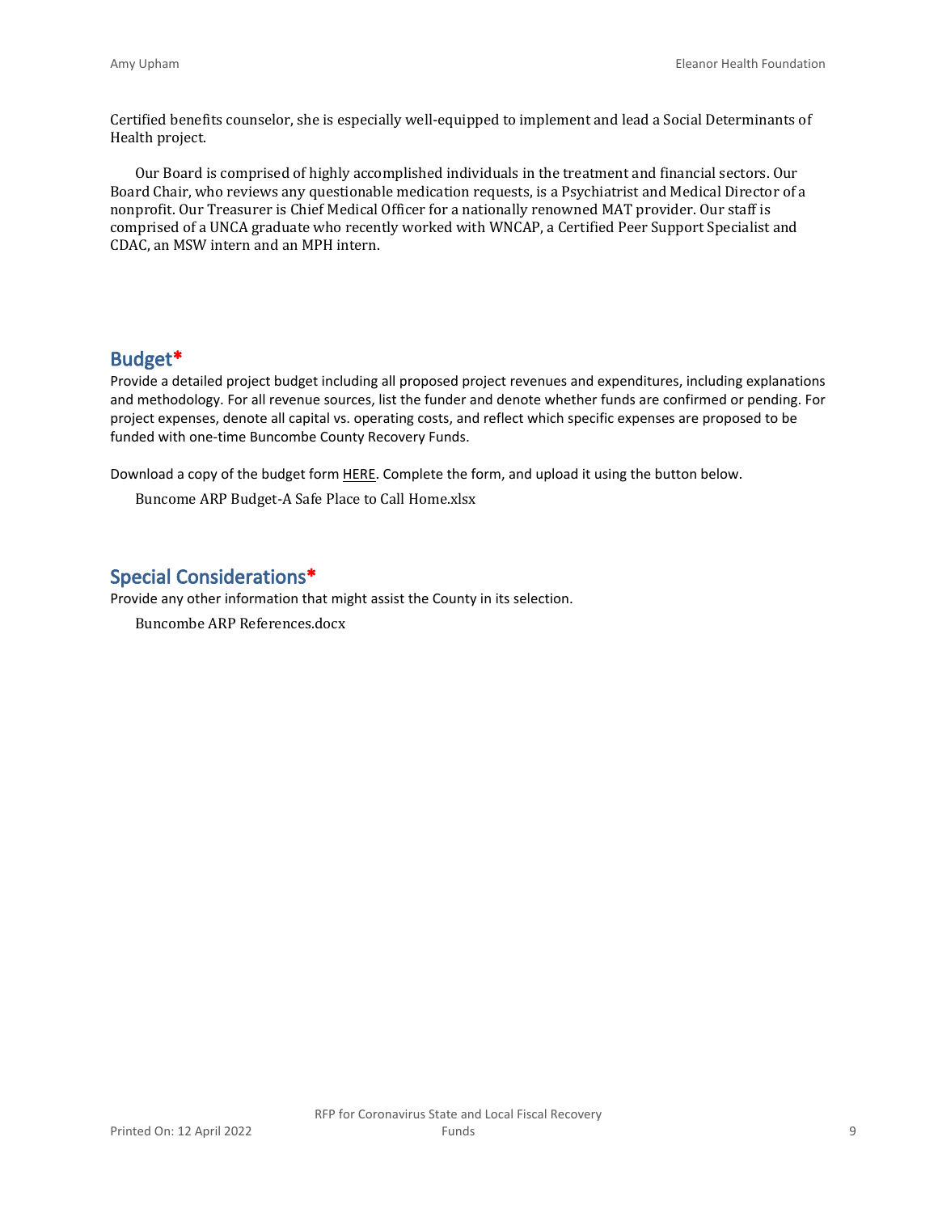Certified benefits counselor, she is especially well-equipped to implement and lead a Social Determinants of Health project.

Our Board is comprised of highly accomplished individuals in the treatment and financial sectors. Our Board Chair, who reviews any questionable medication requests, is a Psychiatrist and Medical Director of a nonprofit. Our Treasurer is Chief Medical Officer for a nationally renowned MAT provider. Our staff is comprised of a UNCA graduate who recently worked with WNCAP, a Certified Peer Support Specialist and CDAC, an MSW intern and an MPH intern.

## Budget*

Provide a detailed project budget including all proposed project revenues and expenditures, including explanations and methodology. For all revenue sources, list the funder and denote whether funds are confirmed or pending. For project expenses, denote all capital vs. operating costs, and reflect which specific expenses are proposed to be funded with one-time Buncombe County Recovery Funds.

Download a copy of the budget form HERE. Complete the form, and upload it using the button below.

Buncome ARP Budget-A Safe Place to Call Home.xlsx

## Special Considerations*

Provide any other information that might assist the County in its selection.

Buncombe ARP References.docx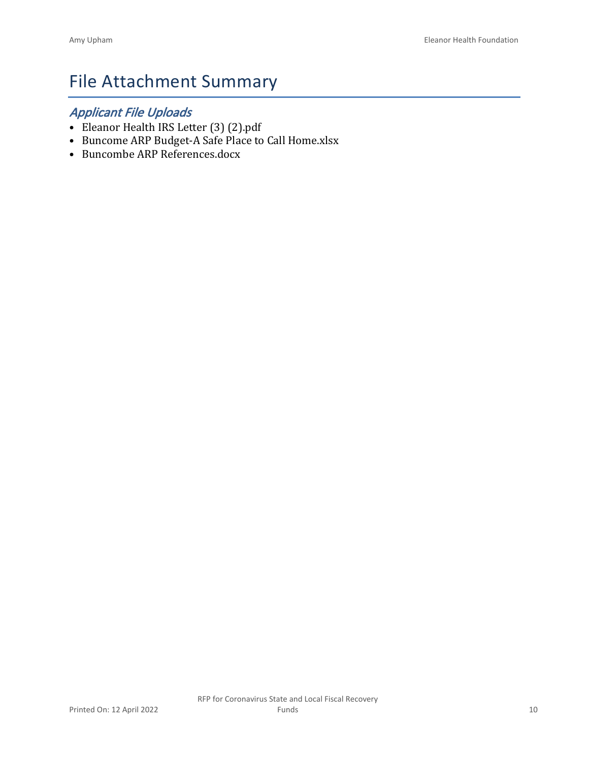# File Attachment Summary

## *Applicant File Uploads*

- Eleanor Health IRS Letter (3) (2).pdf
- Buncome ARP Budget-A Safe Place to Call Home.xlsx
- Buncombe ARP References.docx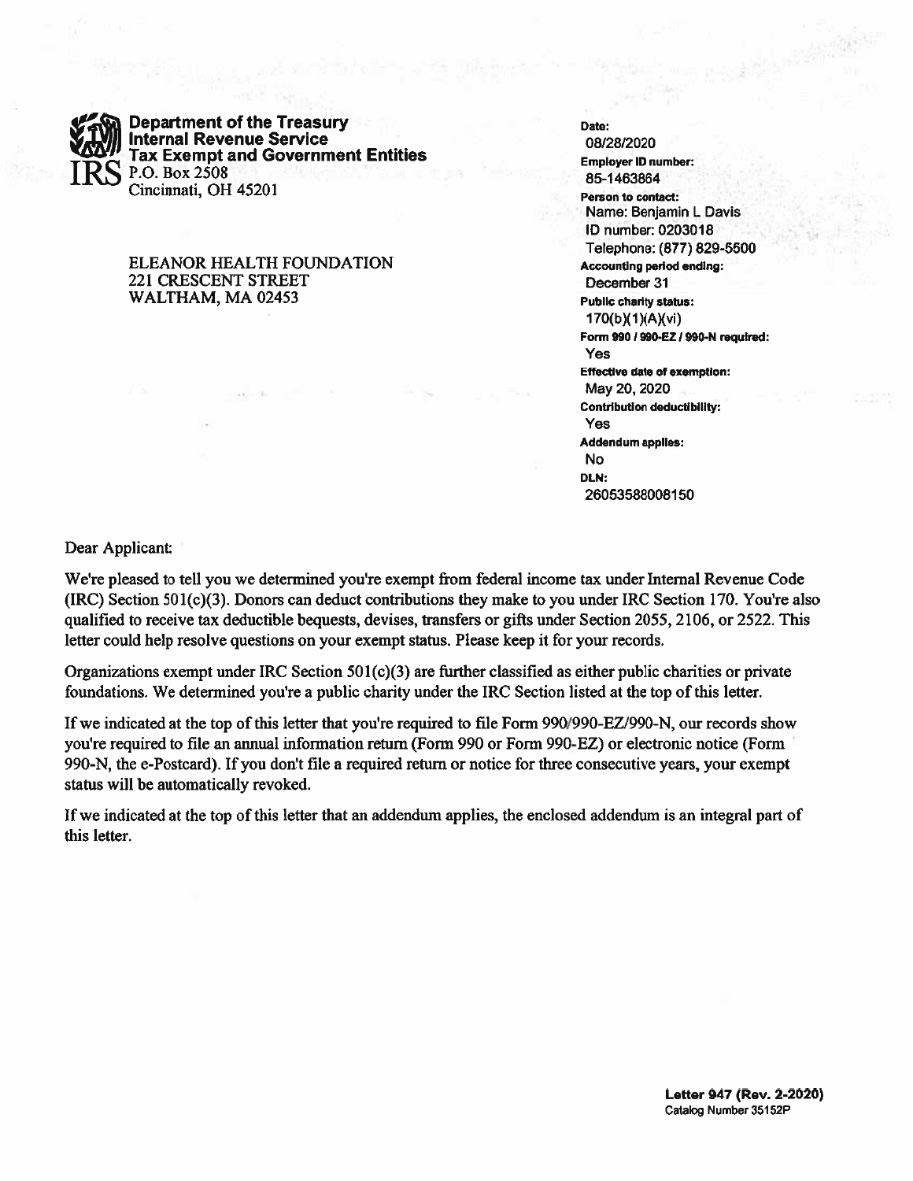**Department of the Treasury**
**Internal Revenue Service**
**Tax Exempt and Government Entities**
P.O. Box 2508
Cincinnati, OH 45201

ELEANOR HEALTH FOUNDATION
221 CRESCENT STREET
WALTHAM, MA 02453

**Date:**
08/28/2020

**Employer ID number:**
85-1463864

**Person to contact:**
Name: Benjamin L Davis
ID number: 0203018
Telephone: (877) 829-5500

**Accounting period ending:**
December 31

**Public charity status:**
170(b)(1)(A)(vi)

**Form 990 / 990-EZ / 990-N required:**
Yes

**Effective date of exemption:**
May 20, 2020

**Contribution deductibility:**
Yes

**Addendum applies:**
No

**DLN:**
26053588008150

Dear Applicant:

We're pleased to tell you we determined you're exempt from federal income tax under Internal Revenue Code (IRC) Section 501(c)(3). Donors can deduct contributions they make to you under IRC Section 170. You're also qualified to receive tax deductible bequests, devises, transfers or gifts under Section 2055, 2106, or 2522. This letter could help resolve questions on your exempt status. Please keep it for your records.

Organizations exempt under IRC Section 501(c)(3) are further classified as either public charities or private foundations. We determined you're a public charity under the IRC Section listed at the top of this letter.

If we indicated at the top of this letter that you're required to file Form 990/990-EZ/990-N, our records show you're required to file an annual information return (Form 990 or Form 990-EZ) or electronic notice (Form 990-N, the e-Postcard). If you don't file a required return or notice for three consecutive years, your exempt status will be automatically revoked.

If we indicated at the top of this letter that an addendum applies, the enclosed addendum is an integral part of this letter.

**Letter 947 (Rev. 2-2020)**
Catalog Number 35152P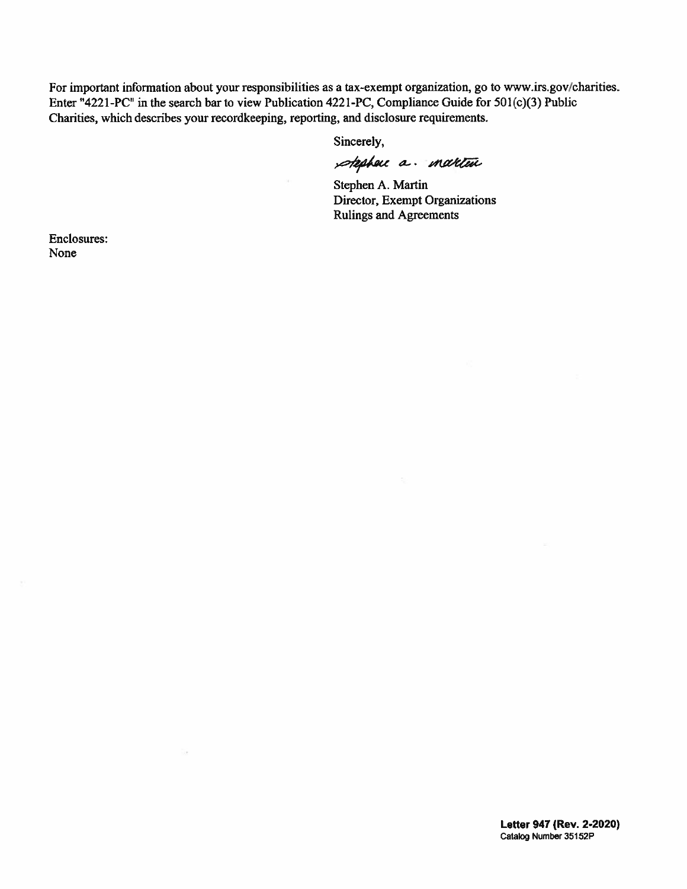For important information about your responsibilities as a tax-exempt organization, go to www.irs.gov/charities. Enter "4221-PC" in the search bar to view Publication 4221-PC, Compliance Guide for 501(c)(3) Public Charities, which describes your recordkeeping, reporting, and disclosure requirements.

Sincerely,

Stephen A. Martin

Stephen A. Martin
Director, Exempt Organizations
Rulings and Agreements

Enclosures:
None

**Letter 947 (Rev. 2-2020)**
Catalog Number 35152P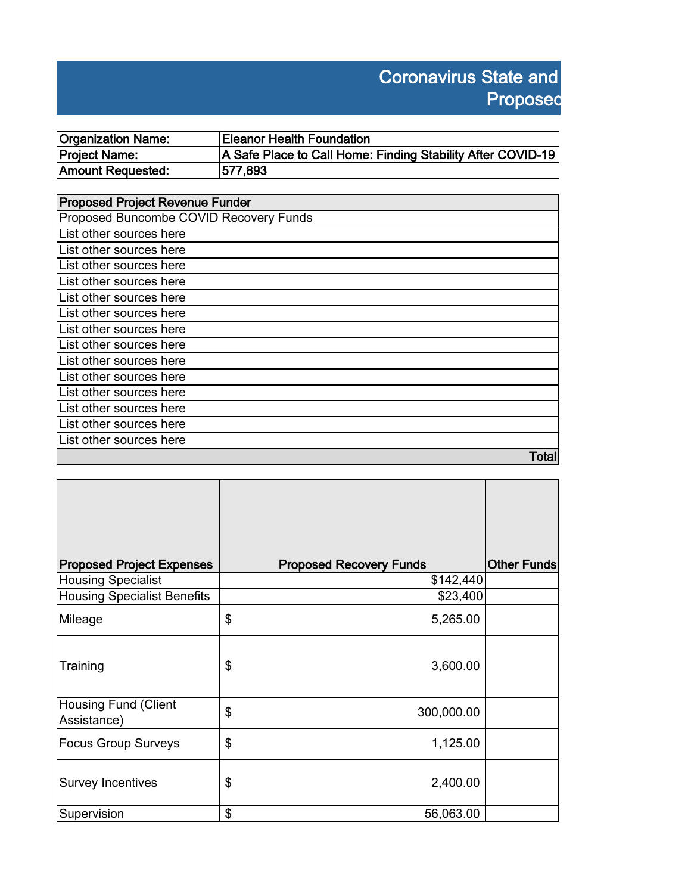# Coronavirus State and
## Proposed

| Organization Name: | Eleanor Health Foundation |
|---|---|
| Project Name: | A Safe Place to Call Home: Finding Stability After COVID-19 |
| Amount Requested: | 577,893 |

| Proposed Project Revenue Funder |
|---|
| Proposed Buncombe COVID Recovery Funds |
| List other sources here |
| List other sources here |
| List other sources here |
| List other sources here |
| List other sources here |
| List other sources here |
| List other sources here |
| List other sources here |
| List other sources here |
| List other sources here |
| List other sources here |
| List other sources here |
| List other sources here |
| List other sources here |
| Total |

| Proposed Project Expenses | Proposed Recovery Funds | Other Funds |
|---|---|---|
| Housing Specialist | $142,440 | |
| Housing Specialist Benefits | $23,400 | |
| Mileage | $ 5,265.00 | |
| Training | $ 3,600.00 | |
| Housing Fund (Client Assistance) | $ 300,000.00 | |
| Focus Group Surveys | $ 1,125.00 | |
| Survey Incentives | $ 2,400.00 | |
| Supervision | $ 56,063.00 | |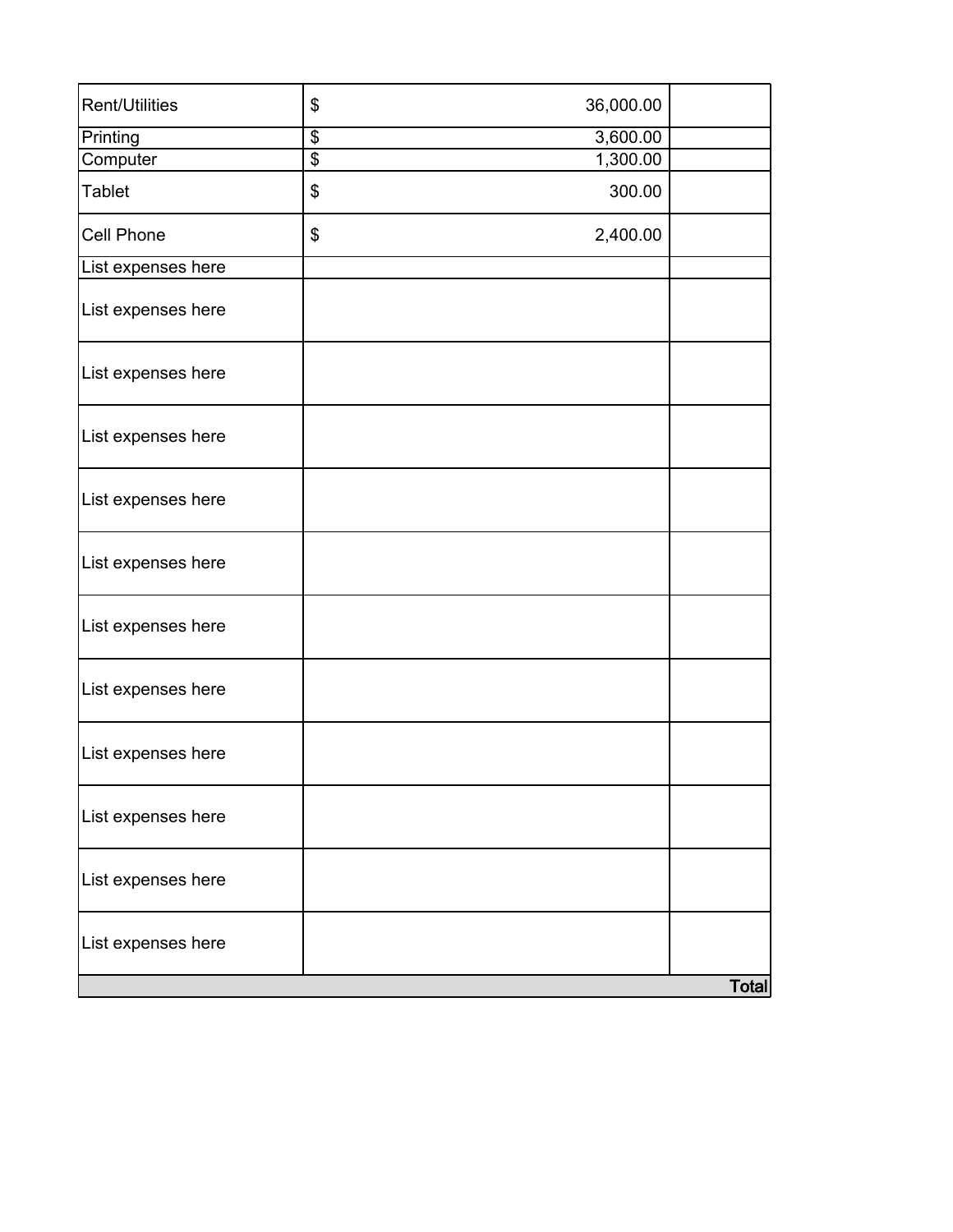| | | |
|---|---|---|
| Rent/Utilities | $ 36,000.00 | |
| Printing | $ 3,600.00 | |
| Computer | $ 1,300.00 | |
| Tablet | $ 300.00 | |
| Cell Phone | $ 2,400.00 | |
| List expenses here | | |
| List expenses here | | |
| List expenses here | | |
| List expenses here | | |
| List expenses here | | |
| List expenses here | | |
| List expenses here | | |
| List expenses here | | |
| List expenses here | | |
| List expenses here | | |
| List expenses here | | |
| List expenses here | | |
| | | Total |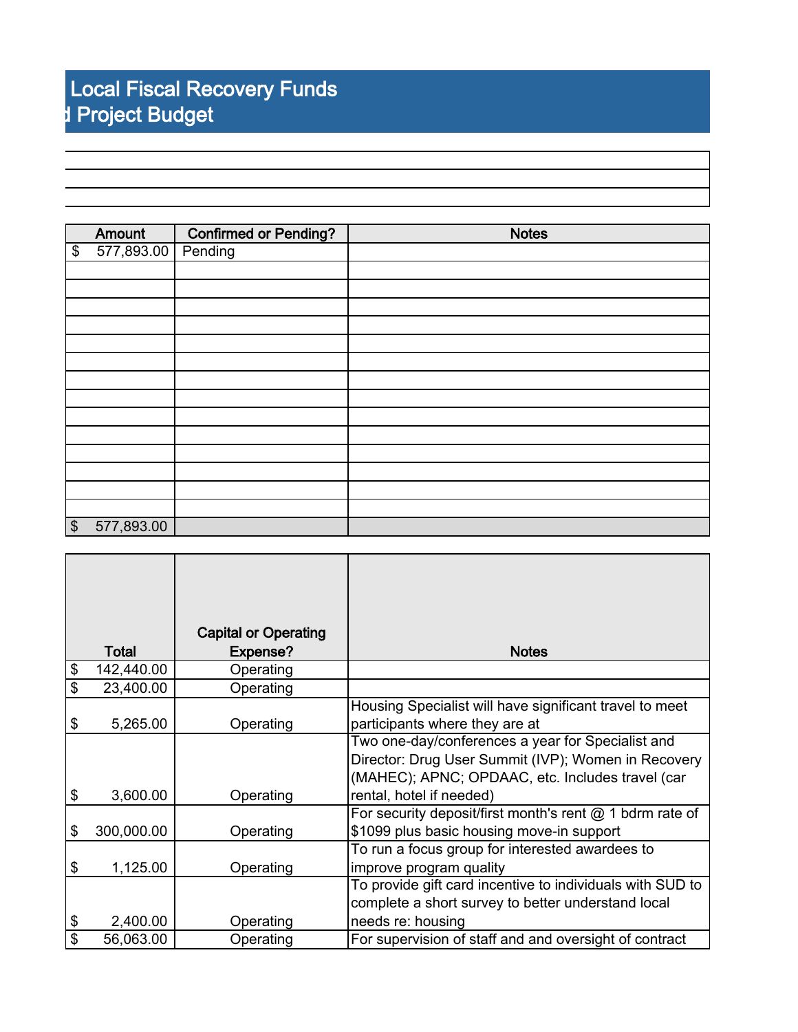# Local Fiscal Recovery Funds
## d Project Budget

| Amount | Confirmed or Pending? | Notes |
|---|---|---|
| $ 577,893.00 | Pending | |
| | | |
| | | |
| | | |
| | | |
| | | |
| | | |
| | | |
| | | |
| | | |
| | | |
| | | |
| | | |
| | | |
| | | |
| $ 577,893.00 | | |

| Total | Capital or Operating Expense? | Notes |
|---|---|---|
| $ 142,440.00 | Operating | |
| $ 23,400.00 | Operating | |
| $ 5,265.00 | Operating | Housing Specialist will have significant travel to meet participants where they are at |
| $ 3,600.00 | Operating | Two one-day/conferences a year for Specialist and Director: Drug User Summit (IVP); Women in Recovery (MAHEC); APNC; OPDAAC, etc. Includes travel (car rental, hotel if needed) |
| $ 300,000.00 | Operating | For security deposit/first month's rent @ 1 bdrm rate of $1099 plus basic housing move-in support |
| $ 1,125.00 | Operating | To run a focus group for interested awardees to improve program quality |
| $ 2,400.00 | Operating | To provide gift card incentive to individuals with SUD to complete a short survey to better understand local needs re: housing |
| $ 56,063.00 | Operating | For supervision of staff and and oversight of contract |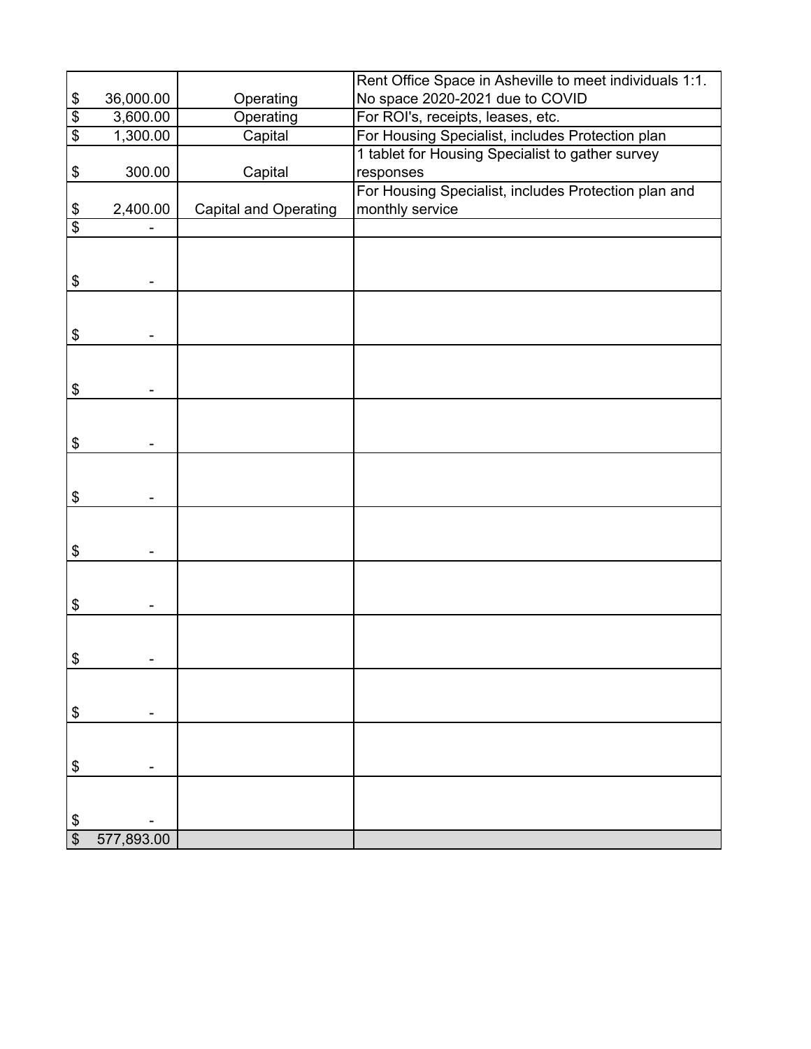| | | |
|---|---|---|
| $ 36,000.00 | Operating | Rent Office Space in Asheville to meet individuals 1:1. No space 2020-2021 due to COVID |
| $ 3,600.00 | Operating | For ROI's, receipts, leases, etc. |
| $ 1,300.00 | Capital | For Housing Specialist, includes Protection plan |
| $ 300.00 | Capital | 1 tablet for Housing Specialist to gather survey responses |
| $ 2,400.00 | Capital and Operating | For Housing Specialist, includes Protection plan and monthly service |
| $ - | | |
| $ - | | |
| $ - | | |
| $ - | | |
| $ - | | |
| $ - | | |
| $ - | | |
| $ - | | |
| $ - | | |
| $ - | | |
| $ - | | |
| $ - | | |
| $ 577,893.00 | | |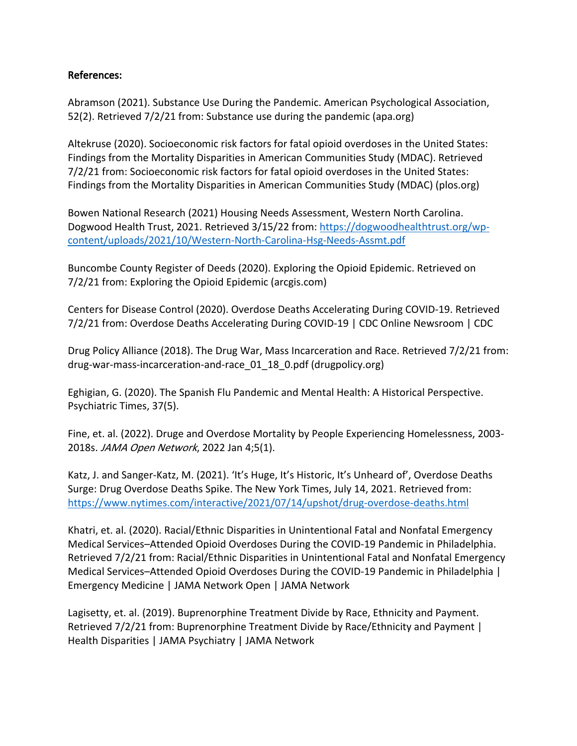**References:**

Abramson (2021). Substance Use During the Pandemic. American Psychological Association, 52(2). Retrieved 7/2/21 from: Substance use during the pandemic (apa.org)

Altekruse (2020). Socioeconomic risk factors for fatal opioid overdoses in the United States: Findings from the Mortality Disparities in American Communities Study (MDAC). Retrieved 7/2/21 from: Socioeconomic risk factors for fatal opioid overdoses in the United States: Findings from the Mortality Disparities in American Communities Study (MDAC) (plos.org)

Bowen National Research (2021) Housing Needs Assessment, Western North Carolina. Dogwood Health Trust, 2021. Retrieved 3/15/22 from: https://dogwoodhealthtrust.org/wp-content/uploads/2021/10/Western-North-Carolina-Hsg-Needs-Assmt.pdf

Buncombe County Register of Deeds (2020). Exploring the Opioid Epidemic. Retrieved on 7/2/21 from: Exploring the Opioid Epidemic (arcgis.com)

Centers for Disease Control (2020). Overdose Deaths Accelerating During COVID-19. Retrieved 7/2/21 from: Overdose Deaths Accelerating During COVID-19 | CDC Online Newsroom | CDC

Drug Policy Alliance (2018). The Drug War, Mass Incarceration and Race. Retrieved 7/2/21 from: drug-war-mass-incarceration-and-race_01_18_0.pdf (drugpolicy.org)

Eghigian, G. (2020). The Spanish Flu Pandemic and Mental Health: A Historical Perspective. Psychiatric Times, 37(5).

Fine, et. al. (2022). Druge and Overdose Mortality by People Experiencing Homelessness, 2003-2018s. *JAMA Open Network*, 2022 Jan 4;5(1).

Katz, J. and Sanger-Katz, M. (2021). 'It's Huge, It's Historic, It's Unheard of', Overdose Deaths Surge: Drug Overdose Deaths Spike. The New York Times, July 14, 2021. Retrieved from: https://www.nytimes.com/interactive/2021/07/14/upshot/drug-overdose-deaths.html

Khatri, et. al. (2020). Racial/Ethnic Disparities in Unintentional Fatal and Nonfatal Emergency Medical Services–Attended Opioid Overdoses During the COVID-19 Pandemic in Philadelphia. Retrieved 7/2/21 from: Racial/Ethnic Disparities in Unintentional Fatal and Nonfatal Emergency Medical Services–Attended Opioid Overdoses During the COVID-19 Pandemic in Philadelphia | Emergency Medicine | JAMA Network Open | JAMA Network

Lagisetty, et. al. (2019). Buprenorphine Treatment Divide by Race, Ethnicity and Payment. Retrieved 7/2/21 from: Buprenorphine Treatment Divide by Race/Ethnicity and Payment | Health Disparities | JAMA Psychiatry | JAMA Network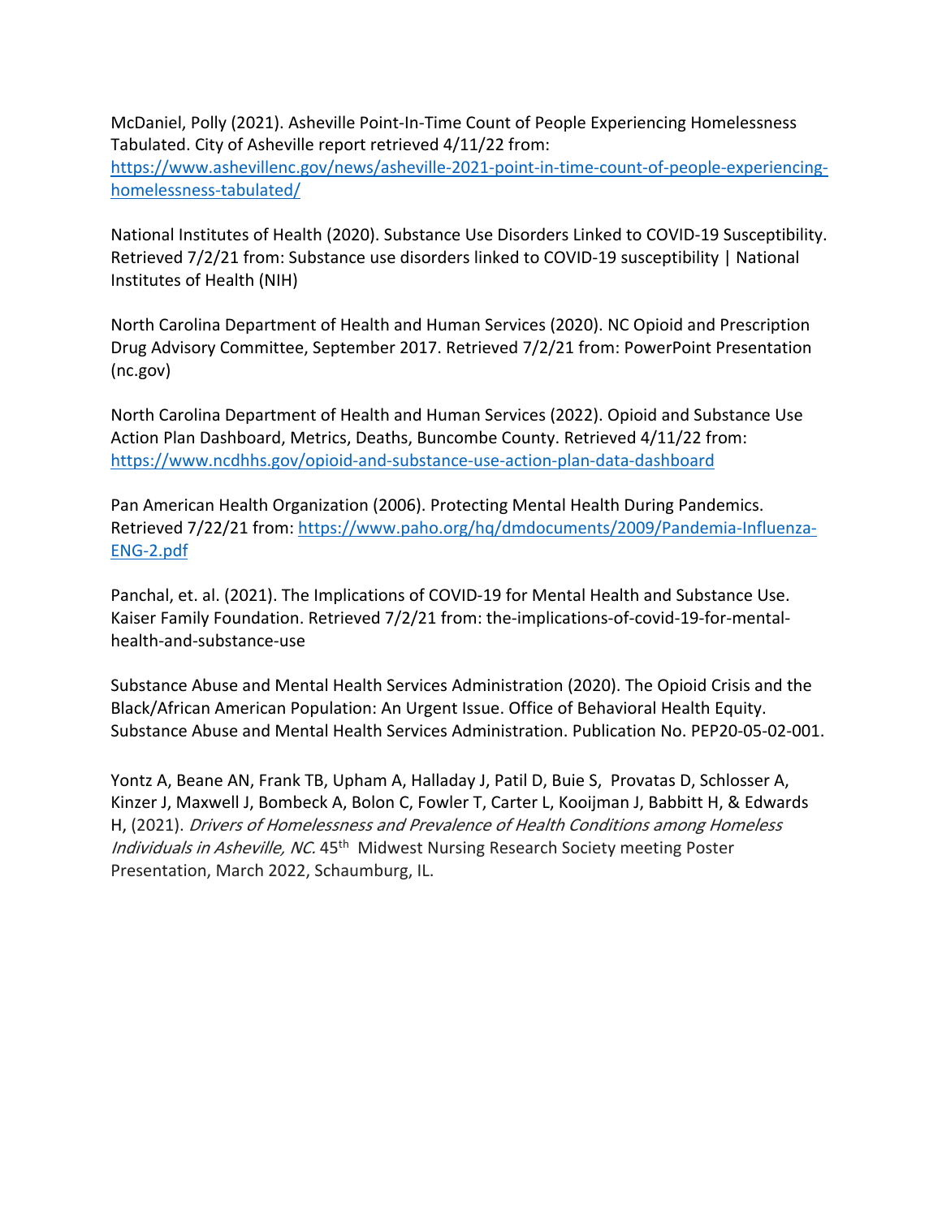McDaniel, Polly (2021). Asheville Point-In-Time Count of People Experiencing Homelessness Tabulated. City of Asheville report retrieved 4/11/22 from: https://www.ashevillenc.gov/news/asheville-2021-point-in-time-count-of-people-experiencing-homelessness-tabulated/

National Institutes of Health (2020). Substance Use Disorders Linked to COVID-19 Susceptibility. Retrieved 7/2/21 from: Substance use disorders linked to COVID-19 susceptibility | National Institutes of Health (NIH)

North Carolina Department of Health and Human Services (2020). NC Opioid and Prescription Drug Advisory Committee, September 2017. Retrieved 7/2/21 from: PowerPoint Presentation (nc.gov)

North Carolina Department of Health and Human Services (2022). Opioid and Substance Use Action Plan Dashboard, Metrics, Deaths, Buncombe County. Retrieved 4/11/22 from: https://www.ncdhhs.gov/opioid-and-substance-use-action-plan-data-dashboard

Pan American Health Organization (2006). Protecting Mental Health During Pandemics. Retrieved 7/22/21 from: https://www.paho.org/hq/dmdocuments/2009/Pandemia-Influenza-ENG-2.pdf

Panchal, et. al. (2021). The Implications of COVID-19 for Mental Health and Substance Use. Kaiser Family Foundation. Retrieved 7/2/21 from: the-implications-of-covid-19-for-mental-health-and-substance-use

Substance Abuse and Mental Health Services Administration (2020). The Opioid Crisis and the Black/African American Population: An Urgent Issue. Office of Behavioral Health Equity. Substance Abuse and Mental Health Services Administration. Publication No. PEP20-05-02-001.

Yontz A, Beane AN, Frank TB, Upham A, Halladay J, Patil D, Buie S, Provatas D, Schlosser A, Kinzer J, Maxwell J, Bombeck A, Bolon C, Fowler T, Carter L, Kooijman J, Babbitt H, & Edwards H, (2021). *Drivers of Homelessness and Prevalence of Health Conditions among Homeless Individuals in Asheville, NC.* 45th Midwest Nursing Research Society meeting Poster Presentation, March 2022, Schaumburg, IL.